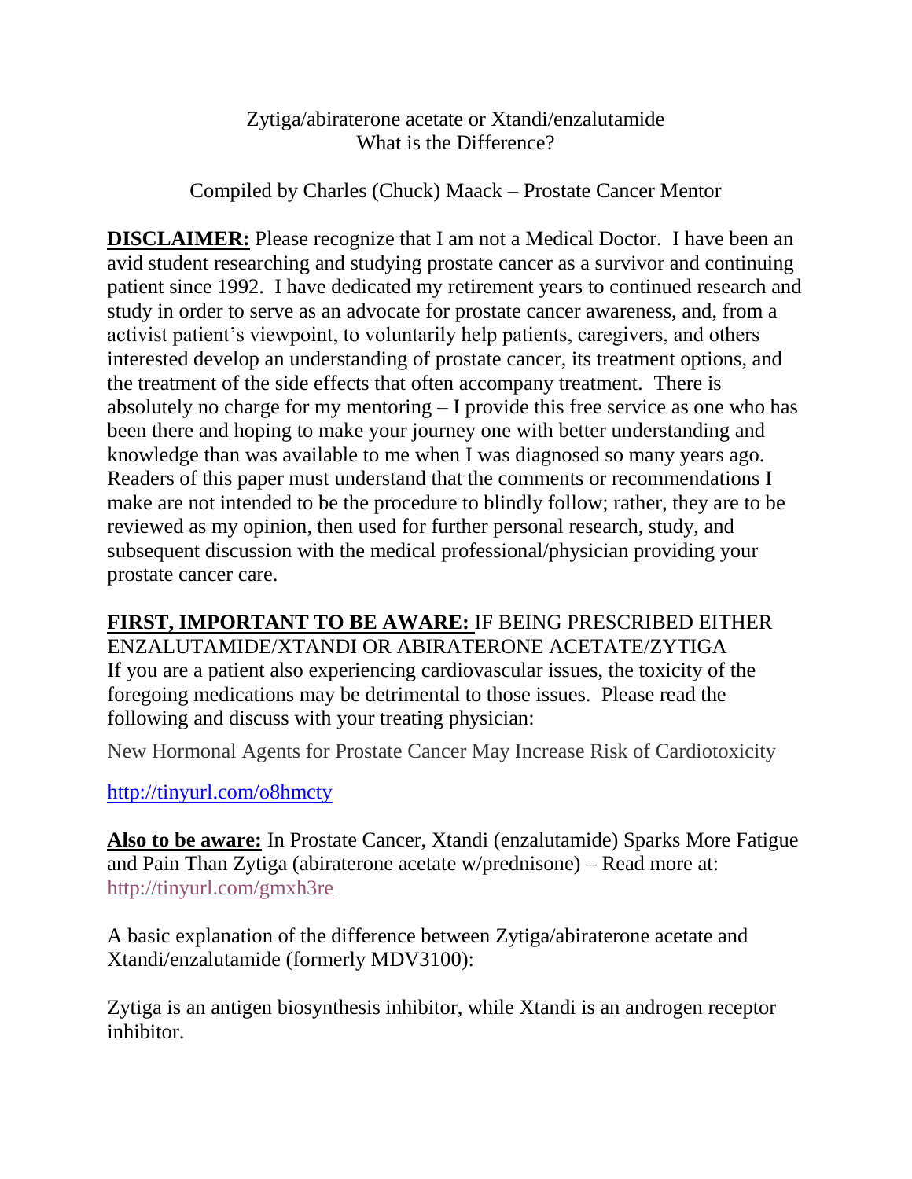Zytiga/abiraterone acetate or Xtandi/enzalutamide
What is the Difference?

Compiled by Charles (Chuck) Maack – Prostate Cancer Mentor

**DISCLAIMER:** Please recognize that I am not a Medical Doctor. I have been an avid student researching and studying prostate cancer as a survivor and continuing patient since 1992. I have dedicated my retirement years to continued research and study in order to serve as an advocate for prostate cancer awareness, and, from a activist patient's viewpoint, to voluntarily help patients, caregivers, and others interested develop an understanding of prostate cancer, its treatment options, and the treatment of the side effects that often accompany treatment. There is absolutely no charge for my mentoring – I provide this free service as one who has been there and hoping to make your journey one with better understanding and knowledge than was available to me when I was diagnosed so many years ago. Readers of this paper must understand that the comments or recommendations I make are not intended to be the procedure to blindly follow; rather, they are to be reviewed as my opinion, then used for further personal research, study, and subsequent discussion with the medical professional/physician providing your prostate cancer care.

**FIRST, IMPORTANT TO BE AWARE:** IF BEING PRESCRIBED EITHER ENZALUTAMIDE/XTANDI OR ABIRATERONE ACETATE/ZYTIGA
If you are a patient also experiencing cardiovascular issues, the toxicity of the foregoing medications may be detrimental to those issues. Please read the following and discuss with your treating physician:

New Hormonal Agents for Prostate Cancer May Increase Risk of Cardiotoxicity

http://tinyurl.com/o8hmcty

**Also to be aware:** In Prostate Cancer, Xtandi (enzalutamide) Sparks More Fatigue and Pain Than Zytiga (abiraterone acetate w/prednisone) – Read more at: http://tinyurl.com/gmxh3re

A basic explanation of the difference between Zytiga/abiraterone acetate and Xtandi/enzalutamide (formerly MDV3100):

Zytiga is an antigen biosynthesis inhibitor, while Xtandi is an androgen receptor inhibitor.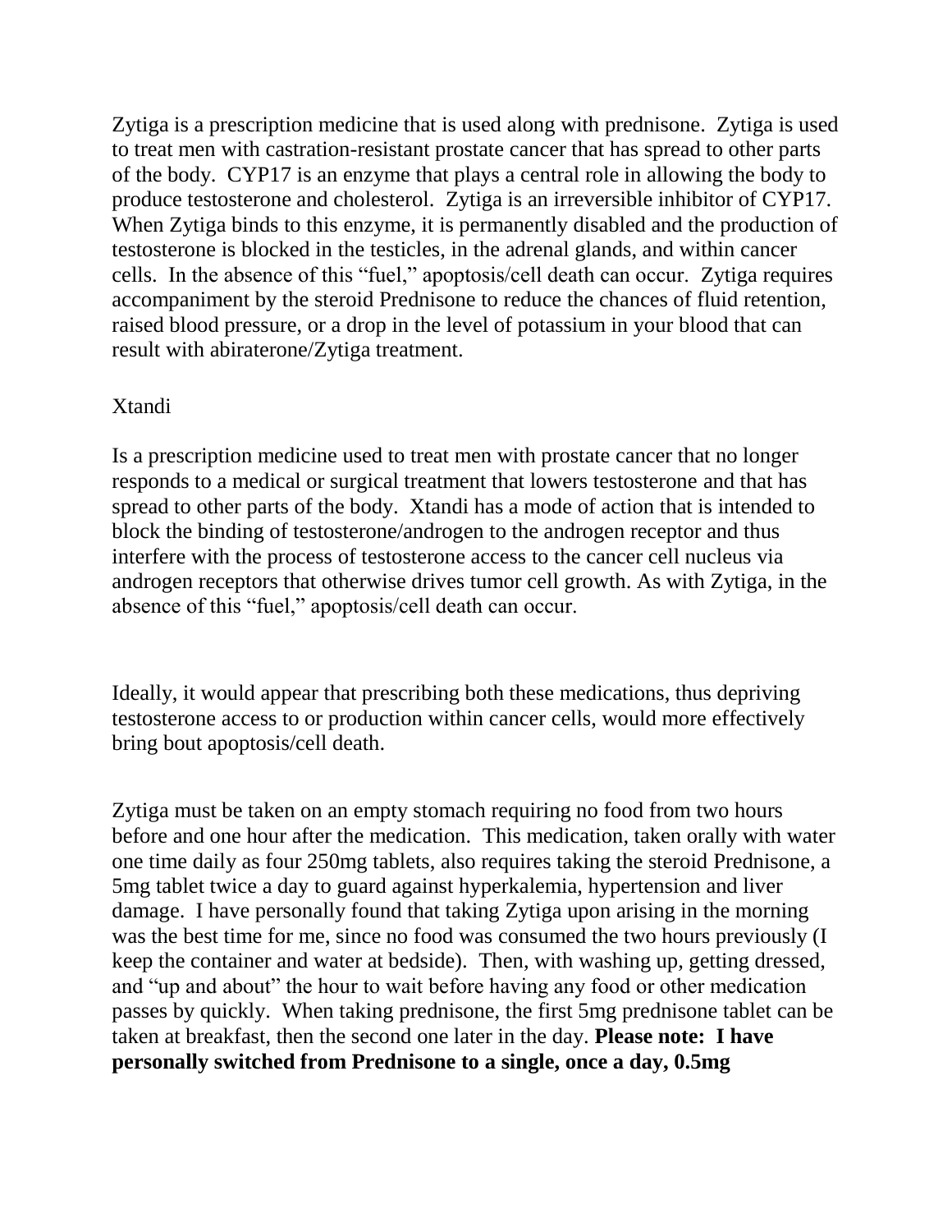Zytiga is a prescription medicine that is used along with prednisone. Zytiga is used to treat men with castration-resistant prostate cancer that has spread to other parts of the body. CYP17 is an enzyme that plays a central role in allowing the body to produce testosterone and cholesterol. Zytiga is an irreversible inhibitor of CYP17. When Zytiga binds to this enzyme, it is permanently disabled and the production of testosterone is blocked in the testicles, in the adrenal glands, and within cancer cells. In the absence of this "fuel," apoptosis/cell death can occur. Zytiga requires accompaniment by the steroid Prednisone to reduce the chances of fluid retention, raised blood pressure, or a drop in the level of potassium in your blood that can result with abiraterone/Zytiga treatment.

Xtandi

Is a prescription medicine used to treat men with prostate cancer that no longer responds to a medical or surgical treatment that lowers testosterone and that has spread to other parts of the body. Xtandi has a mode of action that is intended to block the binding of testosterone/androgen to the androgen receptor and thus interfere with the process of testosterone access to the cancer cell nucleus via androgen receptors that otherwise drives tumor cell growth. As with Zytiga, in the absence of this "fuel," apoptosis/cell death can occur.

Ideally, it would appear that prescribing both these medications, thus depriving testosterone access to or production within cancer cells, would more effectively bring bout apoptosis/cell death.

Zytiga must be taken on an empty stomach requiring no food from two hours before and one hour after the medication. This medication, taken orally with water one time daily as four 250mg tablets, also requires taking the steroid Prednisone, a 5mg tablet twice a day to guard against hyperkalemia, hypertension and liver damage. I have personally found that taking Zytiga upon arising in the morning was the best time for me, since no food was consumed the two hours previously (I keep the container and water at bedside). Then, with washing up, getting dressed, and "up and about" the hour to wait before having any food or other medication passes by quickly. When taking prednisone, the first 5mg prednisone tablet can be taken at breakfast, then the second one later in the day. **Please note: I have personally switched from Prednisone to a single, once a day, 0.5mg**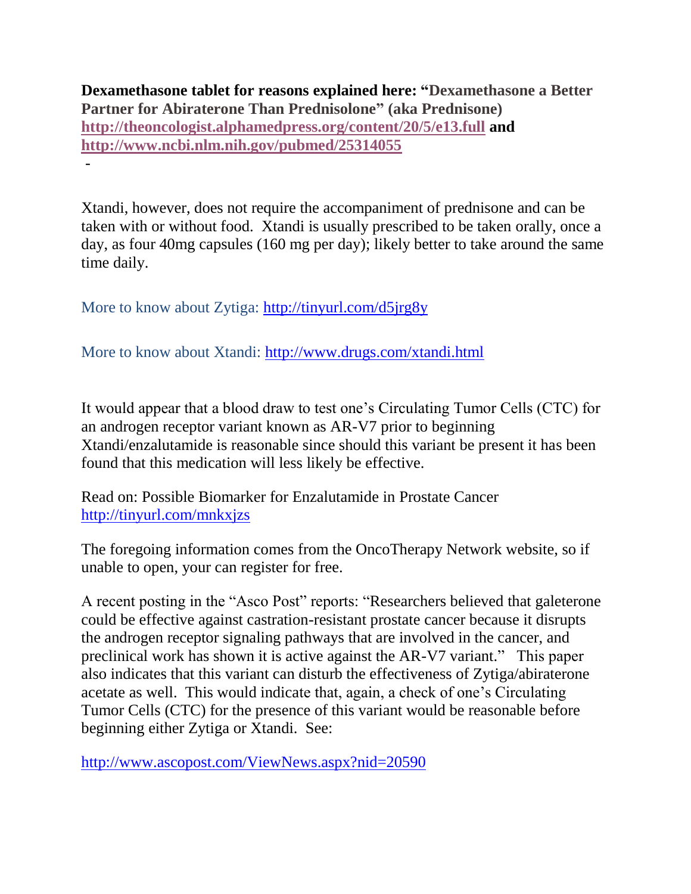**Dexamethasone tablet for reasons explained here: "Dexamethasone a Better Partner for Abiraterone Than Prednisolone" (aka Prednisone) http://theoncologist.alphamedpress.org/content/20/5/e13.full and http://www.ncbi.nlm.nih.gov/pubmed/25314055**

-

Xtandi, however, does not require the accompaniment of prednisone and can be taken with or without food. Xtandi is usually prescribed to be taken orally, once a day, as four 40mg capsules (160 mg per day); likely better to take around the same time daily.

More to know about Zytiga: http://tinyurl.com/d5jrg8y

More to know about Xtandi: http://www.drugs.com/xtandi.html

It would appear that a blood draw to test one's Circulating Tumor Cells (CTC) for an androgen receptor variant known as AR-V7 prior to beginning Xtandi/enzalutamide is reasonable since should this variant be present it has been found that this medication will less likely be effective.

Read on: Possible Biomarker for Enzalutamide in Prostate Cancer http://tinyurl.com/mnkxjzs

The foregoing information comes from the OncoTherapy Network website, so if unable to open, your can register for free.

A recent posting in the "Asco Post" reports: "Researchers believed that galeterone could be effective against castration-resistant prostate cancer because it disrupts the androgen receptor signaling pathways that are involved in the cancer, and preclinical work has shown it is active against the AR-V7 variant." This paper also indicates that this variant can disturb the effectiveness of Zytiga/abiraterone acetate as well. This would indicate that, again, a check of one's Circulating Tumor Cells (CTC) for the presence of this variant would be reasonable before beginning either Zytiga or Xtandi. See:

http://www.ascopost.com/ViewNews.aspx?nid=20590